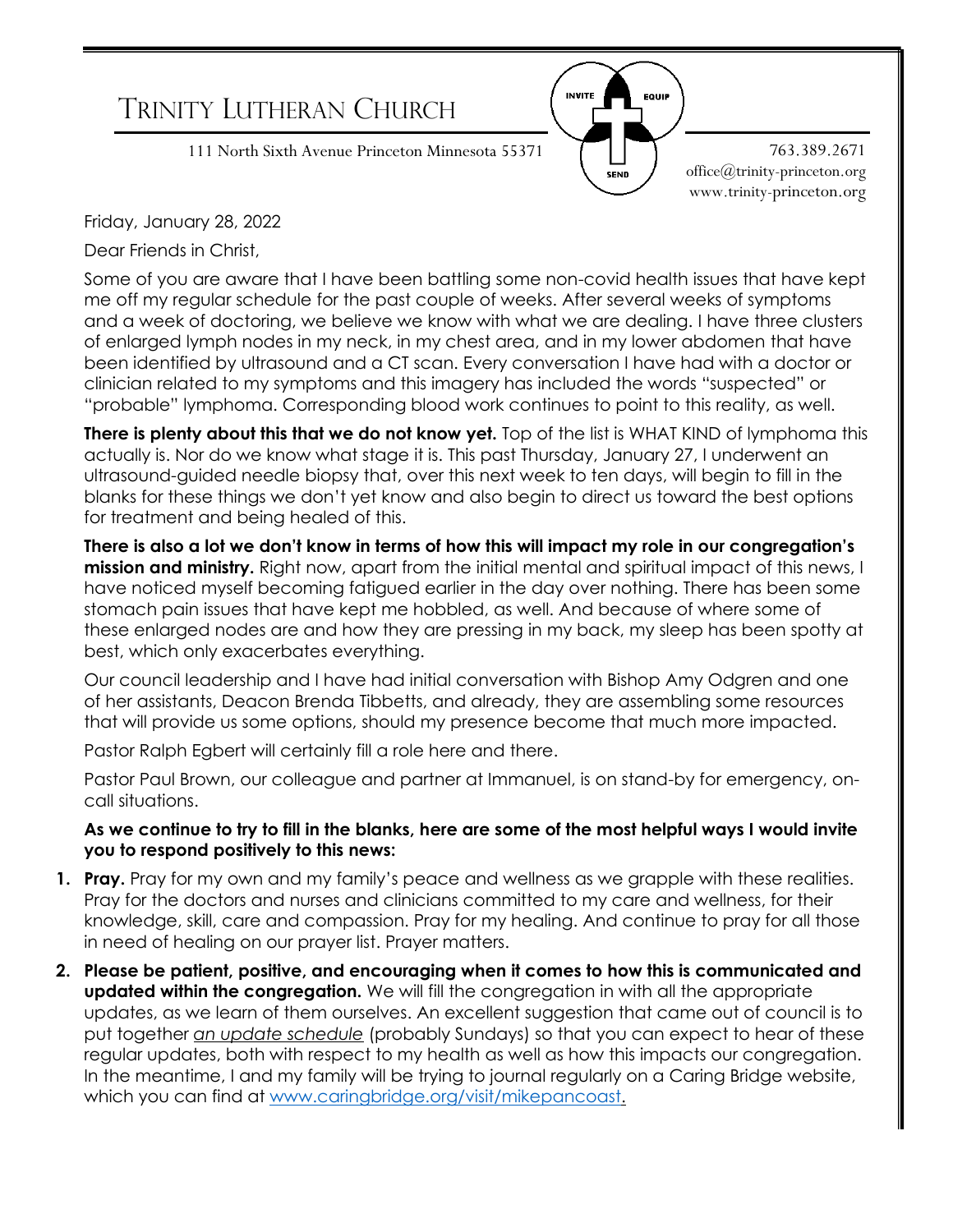# TRINITY LUTHERAN CHURCH

111 North Sixth Avenue Princeton Minnesota 55371

INVITE EQUIP SEND

763.389.2671
office@trinity-princeton.org
www.trinity-princeton.org

Friday, January 28, 2022

Dear Friends in Christ,

Some of you are aware that I have been battling some non-covid health issues that have kept me off my regular schedule for the past couple of weeks. After several weeks of symptoms and a week of doctoring, we believe we know with what we are dealing. I have three clusters of enlarged lymph nodes in my neck, in my chest area, and in my lower abdomen that have been identified by ultrasound and a CT scan. Every conversation I have had with a doctor or clinician related to my symptoms and this imagery has included the words "suspected" or "probable" lymphoma. Corresponding blood work continues to point to this reality, as well.

**There is plenty about this that we do not know yet.** Top of the list is WHAT KIND of lymphoma this actually is. Nor do we know what stage it is. This past Thursday, January 27, I underwent an ultrasound-guided needle biopsy that, over this next week to ten days, will begin to fill in the blanks for these things we don't yet know and also begin to direct us toward the best options for treatment and being healed of this.

**There is also a lot we don't know in terms of how this will impact my role in our congregation's mission and ministry.** Right now, apart from the initial mental and spiritual impact of this news, I have noticed myself becoming fatigued earlier in the day over nothing. There has been some stomach pain issues that have kept me hobbled, as well. And because of where some of these enlarged nodes are and how they are pressing in my back, my sleep has been spotty at best, which only exacerbates everything.

Our council leadership and I have had initial conversation with Bishop Amy Odgren and one of her assistants, Deacon Brenda Tibbetts, and already, they are assembling some resources that will provide us some options, should my presence become that much more impacted.

Pastor Ralph Egbert will certainly fill a role here and there.

Pastor Paul Brown, our colleague and partner at Immanuel, is on stand-by for emergency, on-call situations.

**As we continue to try to fill in the blanks, here are some of the most helpful ways I would invite you to respond positively to this news:**

1. **Pray.** Pray for my own and my family's peace and wellness as we grapple with these realities. Pray for the doctors and nurses and clinicians committed to my care and wellness, for their knowledge, skill, care and compassion. Pray for my healing. And continue to pray for all those in need of healing on our prayer list. Prayer matters.
2. **Please be patient, positive, and encouraging when it comes to how this is communicated and updated within the congregation.** We will fill the congregation in with all the appropriate updates, as we learn of them ourselves. An excellent suggestion that came out of council is to put together *an update schedule* (probably Sundays) so that you can expect to hear of these regular updates, both with respect to my health as well as how this impacts our congregation. In the meantime, I and my family will be trying to journal regularly on a Caring Bridge website, which you can find at www.caringbridge.org/visit/mikepancoast.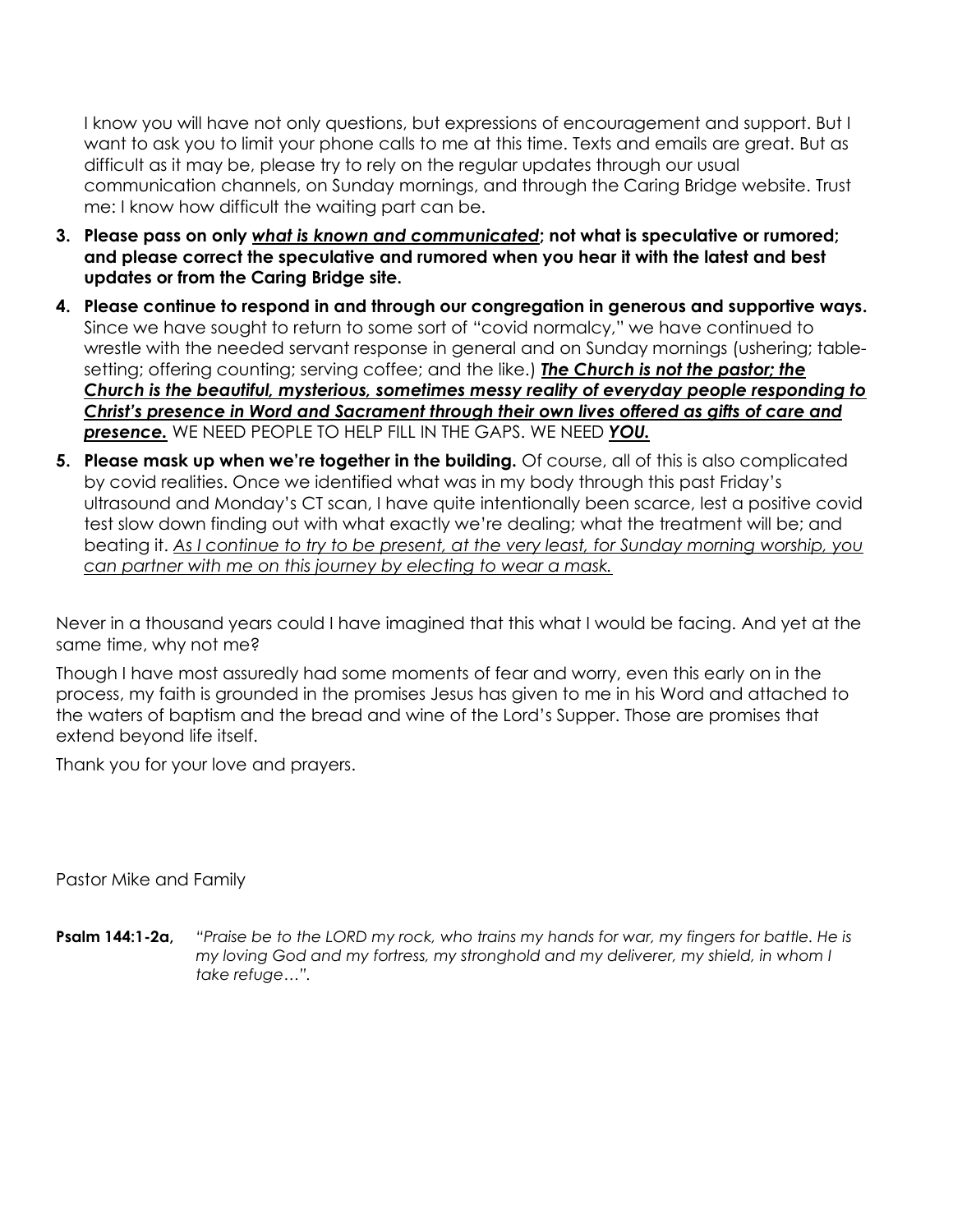I know you will have not only questions, but expressions of encouragement and support. But I want to ask you to limit your phone calls to me at this time. Texts and emails are great. But as difficult as it may be, please try to rely on the regular updates through our usual communication channels, on Sunday mornings, and through the Caring Bridge website. Trust me: I know how difficult the waiting part can be.

3. **Please pass on only _what is known and communicated_; not what is speculative or rumored; and please correct the speculative and rumored when you hear it with the latest and best updates or from the Caring Bridge site.**
4. **Please continue to respond in and through our congregation in generous and supportive ways.** Since we have sought to return to some sort of "covid normalcy," we have continued to wrestle with the needed servant response in general and on Sunday mornings (ushering; table-setting; offering counting; serving coffee; and the like.) ***The Church is not the pastor; the Church is the beautiful, mysterious, sometimes messy reality of everyday people responding to Christ's presence in Word and Sacrament through their own lives offered as gifts of care and presence.*** WE NEED PEOPLE TO HELP FILL IN THE GAPS. WE NEED ***YOU.***
5. **Please mask up when we're together in the building.** Of course, all of this is also complicated by covid realities. Once we identified what was in my body through this past Friday's ultrasound and Monday's CT scan, I have quite intentionally been scarce, lest a positive covid test slow down finding out with what exactly we're dealing; what the treatment will be; and beating it. _As I continue to try to be present, at the very least, for Sunday morning worship, you can partner with me on this journey by electing to wear a mask._

Never in a thousand years could I have imagined that this what I would be facing. And yet at the same time, why not me?

Though I have most assuredly had some moments of fear and worry, even this early on in the process, my faith is grounded in the promises Jesus has given to me in his Word and attached to the waters of baptism and the bread and wine of the Lord's Supper. Those are promises that extend beyond life itself.

Thank you for your love and prayers.

Pastor Mike and Family

**Psalm 144:1-2a,** *"Praise be to the LORD my rock, who trains my hands for war, my fingers for battle. He is my loving God and my fortress, my stronghold and my deliverer, my shield, in whom I take refuge…".*